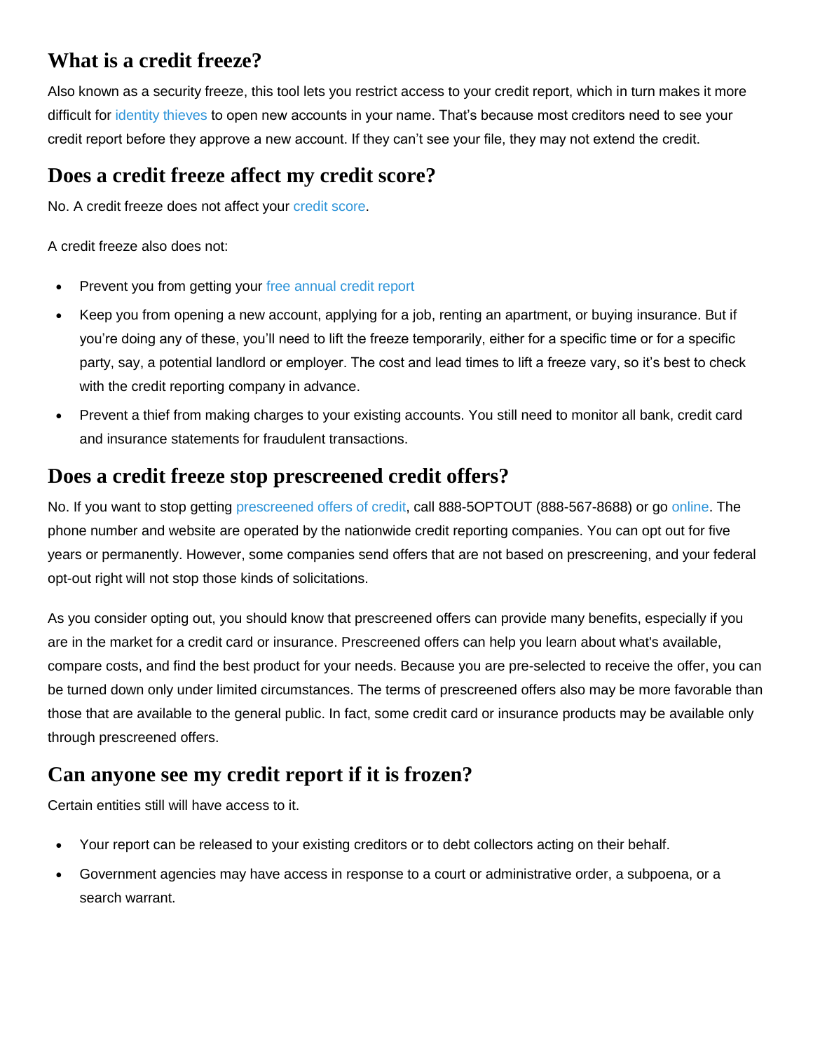## What is a credit freeze?

Also known as a security freeze, this tool lets you restrict access to your credit report, which in turn makes it more difficult for identity thieves to open new accounts in your name. That's because most creditors need to see your credit report before they approve a new account. If they can't see your file, they may not extend the credit.

## Does a credit freeze affect my credit score?

No. A credit freeze does not affect your credit score.

A credit freeze also does not:

- Prevent you from getting your free annual credit report
- Keep you from opening a new account, applying for a job, renting an apartment, or buying insurance. But if you're doing any of these, you'll need to lift the freeze temporarily, either for a specific time or for a specific party, say, a potential landlord or employer. The cost and lead times to lift a freeze vary, so it's best to check with the credit reporting company in advance.
- Prevent a thief from making charges to your existing accounts. You still need to monitor all bank, credit card and insurance statements for fraudulent transactions.

## Does a credit freeze stop prescreened credit offers?

No. If you want to stop getting prescreened offers of credit, call 888-5OPTOUT (888-567-8688) or go online. The phone number and website are operated by the nationwide credit reporting companies. You can opt out for five years or permanently. However, some companies send offers that are not based on prescreening, and your federal opt-out right will not stop those kinds of solicitations.

As you consider opting out, you should know that prescreened offers can provide many benefits, especially if you are in the market for a credit card or insurance. Prescreened offers can help you learn about what's available, compare costs, and find the best product for your needs. Because you are pre-selected to receive the offer, you can be turned down only under limited circumstances. The terms of prescreened offers also may be more favorable than those that are available to the general public. In fact, some credit card or insurance products may be available only through prescreened offers.

## Can anyone see my credit report if it is frozen?

Certain entities still will have access to it.

- Your report can be released to your existing creditors or to debt collectors acting on their behalf.
- Government agencies may have access in response to a court or administrative order, a subpoena, or a search warrant.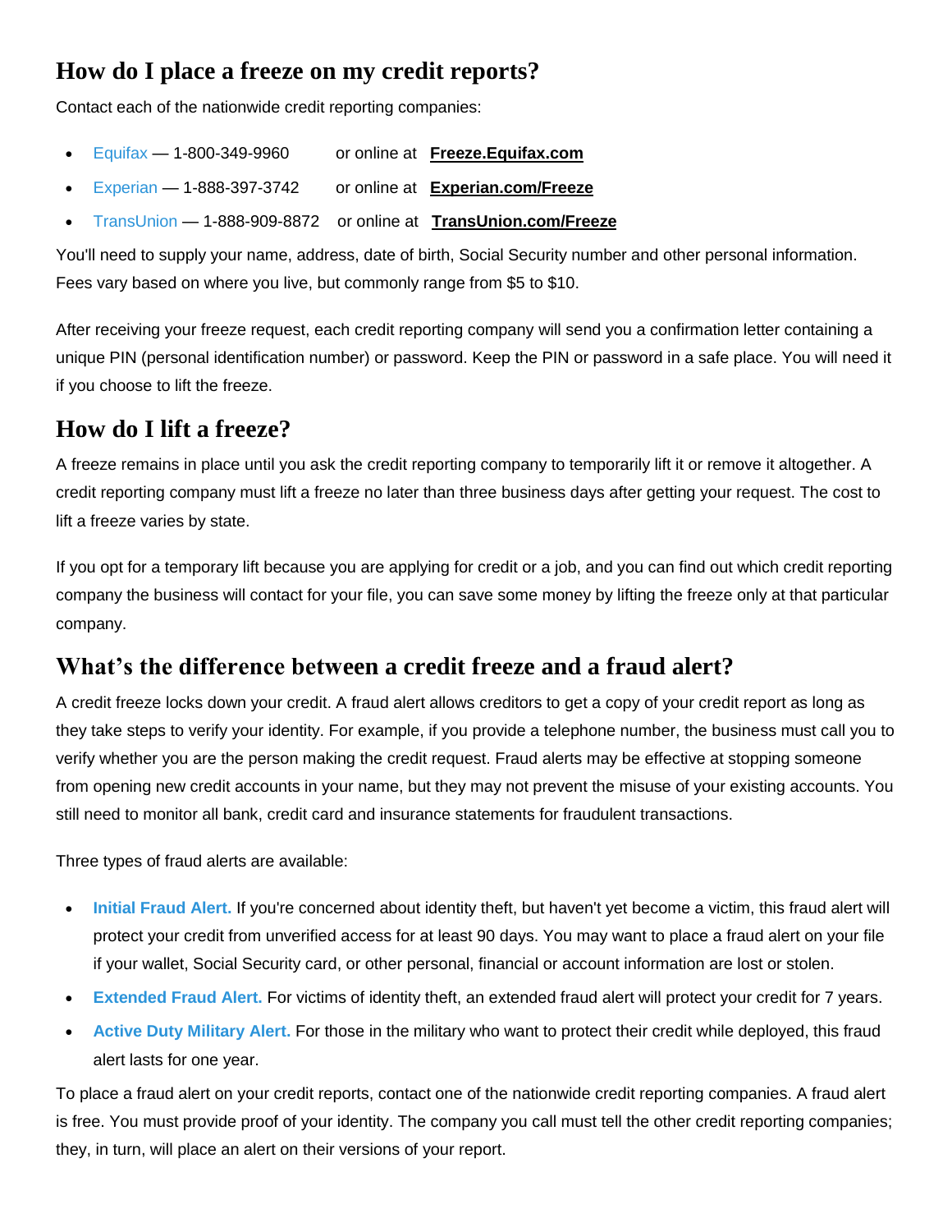## How do I place a freeze on my credit reports?

Contact each of the nationwide credit reporting companies:

- Equifax — 1-800-349-9960 or online at **Freeze.Equifax.com**
- Experian — 1-888-397-3742 or online at **Experian.com/Freeze**
- TransUnion — 1-888-909-8872 or online at **TransUnion.com/Freeze**

You'll need to supply your name, address, date of birth, Social Security number and other personal information. Fees vary based on where you live, but commonly range from $5 to $10.

After receiving your freeze request, each credit reporting company will send you a confirmation letter containing a unique PIN (personal identification number) or password. Keep the PIN or password in a safe place. You will need it if you choose to lift the freeze.

## How do I lift a freeze?

A freeze remains in place until you ask the credit reporting company to temporarily lift it or remove it altogether. A credit reporting company must lift a freeze no later than three business days after getting your request. The cost to lift a freeze varies by state.

If you opt for a temporary lift because you are applying for credit or a job, and you can find out which credit reporting company the business will contact for your file, you can save some money by lifting the freeze only at that particular company.

## What's the difference between a credit freeze and a fraud alert?

A credit freeze locks down your credit. A fraud alert allows creditors to get a copy of your credit report as long as they take steps to verify your identity. For example, if you provide a telephone number, the business must call you to verify whether you are the person making the credit request. Fraud alerts may be effective at stopping someone from opening new credit accounts in your name, but they may not prevent the misuse of your existing accounts. You still need to monitor all bank, credit card and insurance statements for fraudulent transactions.

Three types of fraud alerts are available:

- **Initial Fraud Alert.** If you're concerned about identity theft, but haven't yet become a victim, this fraud alert will protect your credit from unverified access for at least 90 days. You may want to place a fraud alert on your file if your wallet, Social Security card, or other personal, financial or account information are lost or stolen.
- **Extended Fraud Alert.** For victims of identity theft, an extended fraud alert will protect your credit for 7 years.
- **Active Duty Military Alert.** For those in the military who want to protect their credit while deployed, this fraud alert lasts for one year.

To place a fraud alert on your credit reports, contact one of the nationwide credit reporting companies. A fraud alert is free. You must provide proof of your identity. The company you call must tell the other credit reporting companies; they, in turn, will place an alert on their versions of your report.